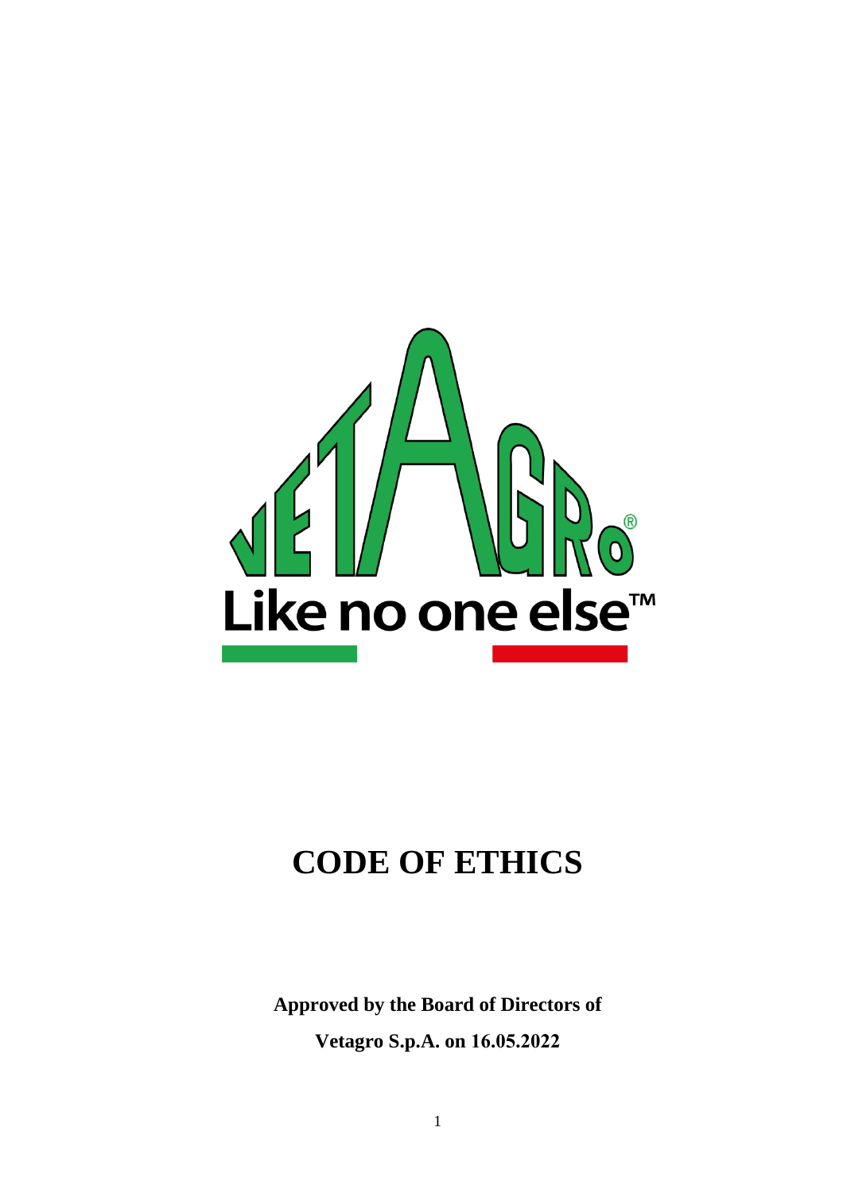VETAGRO®

Like no one else™

# CODE OF ETHICS

**Approved by the Board of Directors of**

**Vetagro S.p.A. on 16.05.2022**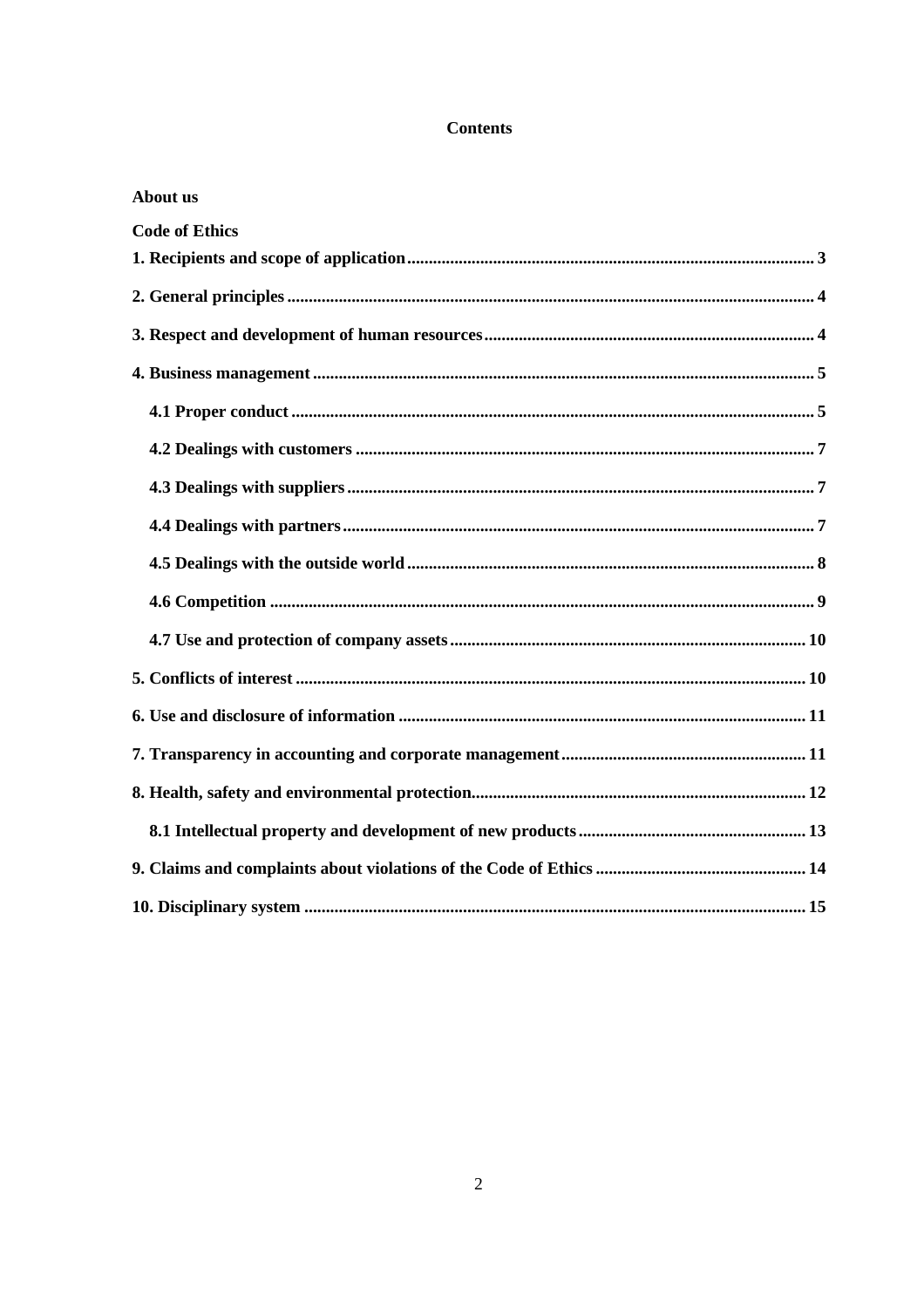# Contents

**About us**

**Code of Ethics**

**1. Recipients and scope of application** ... 3

**2. General principles** ... 4

**3. Respect and development of human resources** ... 4

**4. Business management** ... 5

- **4.1 Proper conduct** ... 5
- **4.2 Dealings with customers** ... 7
- **4.3 Dealings with suppliers** ... 7
- **4.4 Dealings with partners** ... 7
- **4.5 Dealings with the outside world** ... 8
- **4.6 Competition** ... 9
- **4.7 Use and protection of company assets** ... 10

**5. Conflicts of interest** ... 10

**6. Use and disclosure of information** ... 11

**7. Transparency in accounting and corporate management** ... 11

**8. Health, safety and environmental protection** ... 12

- **8.1 Intellectual property and development of new products** ... 13

**9. Claims and complaints about violations of the Code of Ethics** ... 14

**10. Disciplinary system** ... 15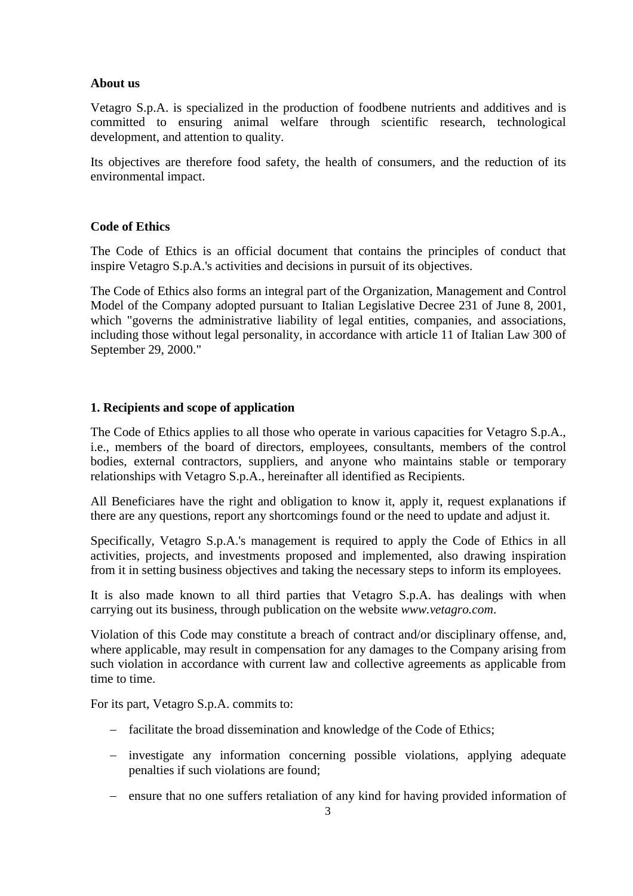**About us**

Vetagro S.p.A. is specialized in the production of foodbene nutrients and additives and is committed to ensuring animal welfare through scientific research, technological development, and attention to quality.

Its objectives are therefore food safety, the health of consumers, and the reduction of its environmental impact.

**Code of Ethics**

The Code of Ethics is an official document that contains the principles of conduct that inspire Vetagro S.p.A.'s activities and decisions in pursuit of its objectives.

The Code of Ethics also forms an integral part of the Organization, Management and Control Model of the Company adopted pursuant to Italian Legislative Decree 231 of June 8, 2001, which "governs the administrative liability of legal entities, companies, and associations, including those without legal personality, in accordance with article 11 of Italian Law 300 of September 29, 2000."

**1. Recipients and scope of application**

The Code of Ethics applies to all those who operate in various capacities for Vetagro S.p.A., i.e., members of the board of directors, employees, consultants, members of the control bodies, external contractors, suppliers, and anyone who maintains stable or temporary relationships with Vetagro S.p.A., hereinafter all identified as Recipients.

All Beneficiares have the right and obligation to know it, apply it, request explanations if there are any questions, report any shortcomings found or the need to update and adjust it.

Specifically, Vetagro S.p.A.'s management is required to apply the Code of Ethics in all activities, projects, and investments proposed and implemented, also drawing inspiration from it in setting business objectives and taking the necessary steps to inform its employees.

It is also made known to all third parties that Vetagro S.p.A. has dealings with when carrying out its business, through publication on the website *www.vetagro.com*.

Violation of this Code may constitute a breach of contract and/or disciplinary offense, and, where applicable, may result in compensation for any damages to the Company arising from such violation in accordance with current law and collective agreements as applicable from time to time.

For its part, Vetagro S.p.A. commits to:

- facilitate the broad dissemination and knowledge of the Code of Ethics;
- investigate any information concerning possible violations, applying adequate penalties if such violations are found;
- ensure that no one suffers retaliation of any kind for having provided information of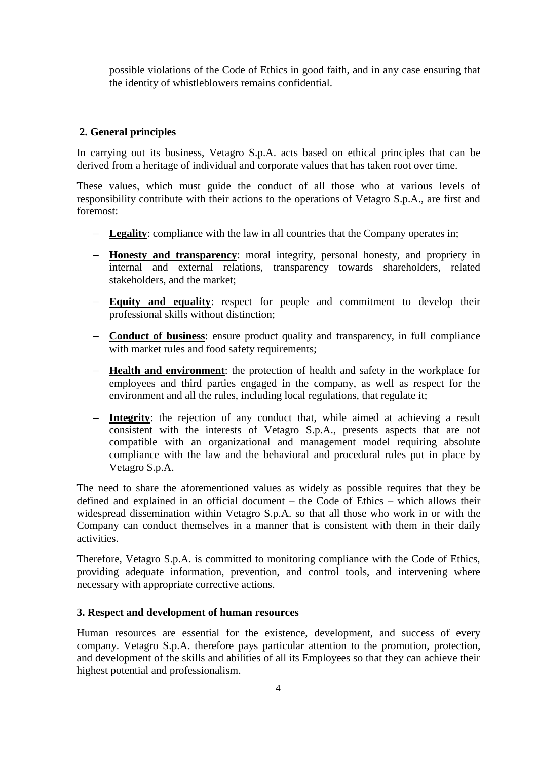possible violations of the Code of Ethics in good faith, and in any case ensuring that the identity of whistleblowers remains confidential.

## 2. General principles

In carrying out its business, Vetagro S.p.A. acts based on ethical principles that can be derived from a heritage of individual and corporate values that has taken root over time.

These values, which must guide the conduct of all those who at various levels of responsibility contribute with their actions to the operations of Vetagro S.p.A., are first and foremost:

- **Legality**: compliance with the law in all countries that the Company operates in;
- **Honesty and transparency**: moral integrity, personal honesty, and propriety in internal and external relations, transparency towards shareholders, related stakeholders, and the market;
- **Equity and equality**: respect for people and commitment to develop their professional skills without distinction;
- **Conduct of business**: ensure product quality and transparency, in full compliance with market rules and food safety requirements;
- **Health and environment**: the protection of health and safety in the workplace for employees and third parties engaged in the company, as well as respect for the environment and all the rules, including local regulations, that regulate it;
- **Integrity**: the rejection of any conduct that, while aimed at achieving a result consistent with the interests of Vetagro S.p.A., presents aspects that are not compatible with an organizational and management model requiring absolute compliance with the law and the behavioral and procedural rules put in place by Vetagro S.p.A.

The need to share the aforementioned values as widely as possible requires that they be defined and explained in an official document – the Code of Ethics – which allows their widespread dissemination within Vetagro S.p.A. so that all those who work in or with the Company can conduct themselves in a manner that is consistent with them in their daily activities.

Therefore, Vetagro S.p.A. is committed to monitoring compliance with the Code of Ethics, providing adequate information, prevention, and control tools, and intervening where necessary with appropriate corrective actions.

## 3. Respect and development of human resources

Human resources are essential for the existence, development, and success of every company. Vetagro S.p.A. therefore pays particular attention to the promotion, protection, and development of the skills and abilities of all its Employees so that they can achieve their highest potential and professionalism.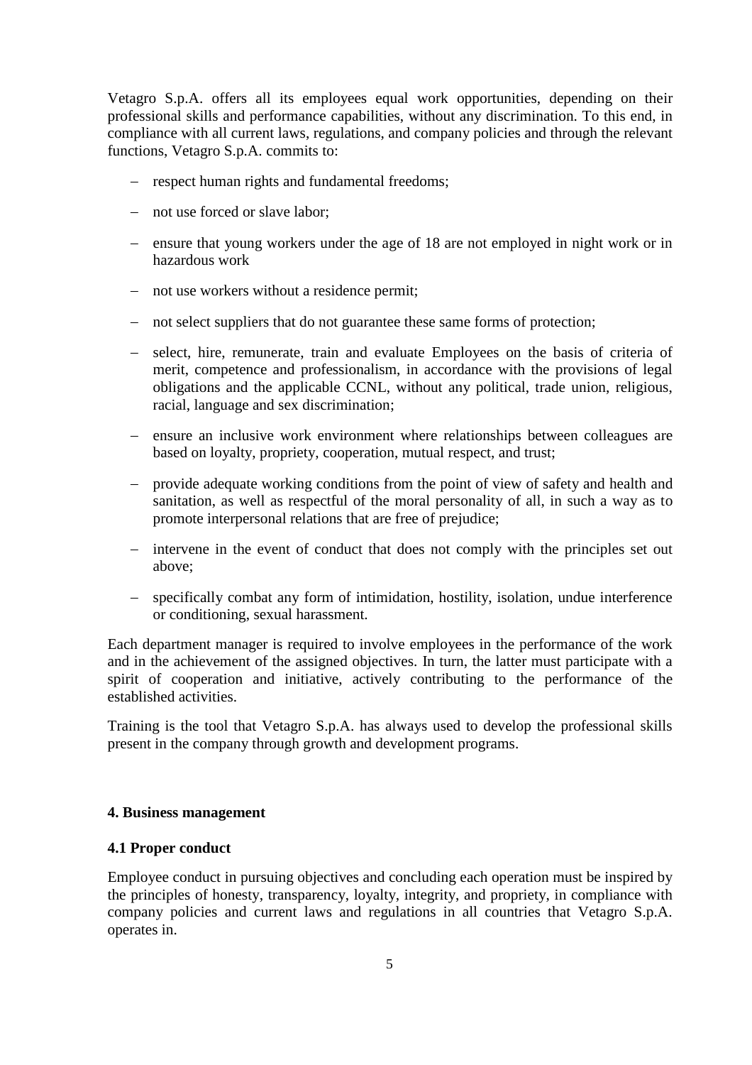Vetagro S.p.A. offers all its employees equal work opportunities, depending on their professional skills and performance capabilities, without any discrimination. To this end, in compliance with all current laws, regulations, and company policies and through the relevant functions, Vetagro S.p.A. commits to:

- respect human rights and fundamental freedoms;
- not use forced or slave labor;
- ensure that young workers under the age of 18 are not employed in night work or in hazardous work
- not use workers without a residence permit;
- not select suppliers that do not guarantee these same forms of protection;
- select, hire, remunerate, train and evaluate Employees on the basis of criteria of merit, competence and professionalism, in accordance with the provisions of legal obligations and the applicable CCNL, without any political, trade union, religious, racial, language and sex discrimination;
- ensure an inclusive work environment where relationships between colleagues are based on loyalty, propriety, cooperation, mutual respect, and trust;
- provide adequate working conditions from the point of view of safety and health and sanitation, as well as respectful of the moral personality of all, in such a way as to promote interpersonal relations that are free of prejudice;
- intervene in the event of conduct that does not comply with the principles set out above;
- specifically combat any form of intimidation, hostility, isolation, undue interference or conditioning, sexual harassment.

Each department manager is required to involve employees in the performance of the work and in the achievement of the assigned objectives. In turn, the latter must participate with a spirit of cooperation and initiative, actively contributing to the performance of the established activities.

Training is the tool that Vetagro S.p.A. has always used to develop the professional skills present in the company through growth and development programs.

## 4. Business management

### 4.1 Proper conduct

Employee conduct in pursuing objectives and concluding each operation must be inspired by the principles of honesty, transparency, loyalty, integrity, and propriety, in compliance with company policies and current laws and regulations in all countries that Vetagro S.p.A. operates in.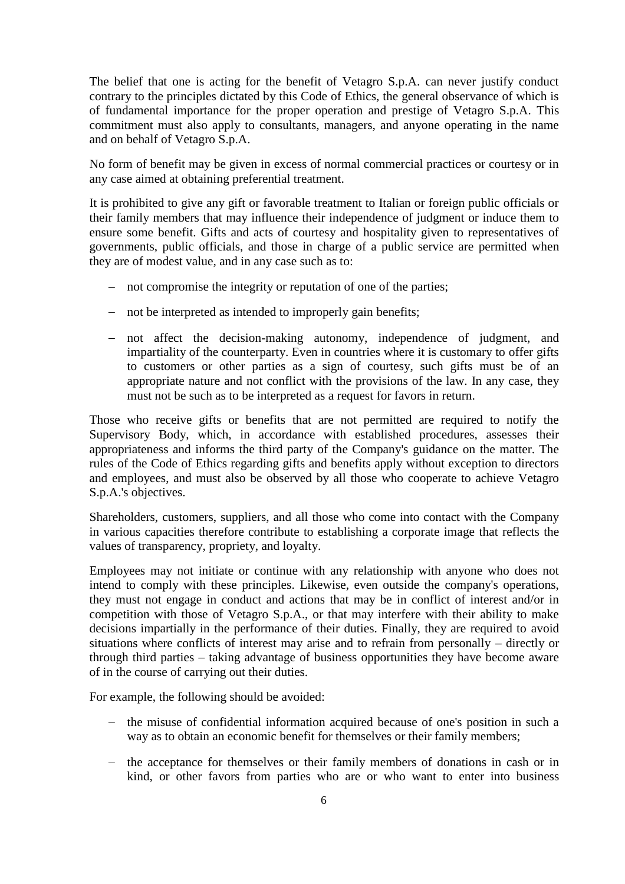The belief that one is acting for the benefit of Vetagro S.p.A. can never justify conduct contrary to the principles dictated by this Code of Ethics, the general observance of which is of fundamental importance for the proper operation and prestige of Vetagro S.p.A. This commitment must also apply to consultants, managers, and anyone operating in the name and on behalf of Vetagro S.p.A.

No form of benefit may be given in excess of normal commercial practices or courtesy or in any case aimed at obtaining preferential treatment.

It is prohibited to give any gift or favorable treatment to Italian or foreign public officials or their family members that may influence their independence of judgment or induce them to ensure some benefit. Gifts and acts of courtesy and hospitality given to representatives of governments, public officials, and those in charge of a public service are permitted when they are of modest value, and in any case such as to:

- not compromise the integrity or reputation of one of the parties;
- not be interpreted as intended to improperly gain benefits;
- not affect the decision-making autonomy, independence of judgment, and impartiality of the counterparty. Even in countries where it is customary to offer gifts to customers or other parties as a sign of courtesy, such gifts must be of an appropriate nature and not conflict with the provisions of the law. In any case, they must not be such as to be interpreted as a request for favors in return.

Those who receive gifts or benefits that are not permitted are required to notify the Supervisory Body, which, in accordance with established procedures, assesses their appropriateness and informs the third party of the Company's guidance on the matter. The rules of the Code of Ethics regarding gifts and benefits apply without exception to directors and employees, and must also be observed by all those who cooperate to achieve Vetagro S.p.A.'s objectives.

Shareholders, customers, suppliers, and all those who come into contact with the Company in various capacities therefore contribute to establishing a corporate image that reflects the values of transparency, propriety, and loyalty.

Employees may not initiate or continue with any relationship with anyone who does not intend to comply with these principles. Likewise, even outside the company's operations, they must not engage in conduct and actions that may be in conflict of interest and/or in competition with those of Vetagro S.p.A., or that may interfere with their ability to make decisions impartially in the performance of their duties. Finally, they are required to avoid situations where conflicts of interest may arise and to refrain from personally – directly or through third parties – taking advantage of business opportunities they have become aware of in the course of carrying out their duties.

For example, the following should be avoided:

- the misuse of confidential information acquired because of one's position in such a way as to obtain an economic benefit for themselves or their family members;
- the acceptance for themselves or their family members of donations in cash or in kind, or other favors from parties who are or who want to enter into business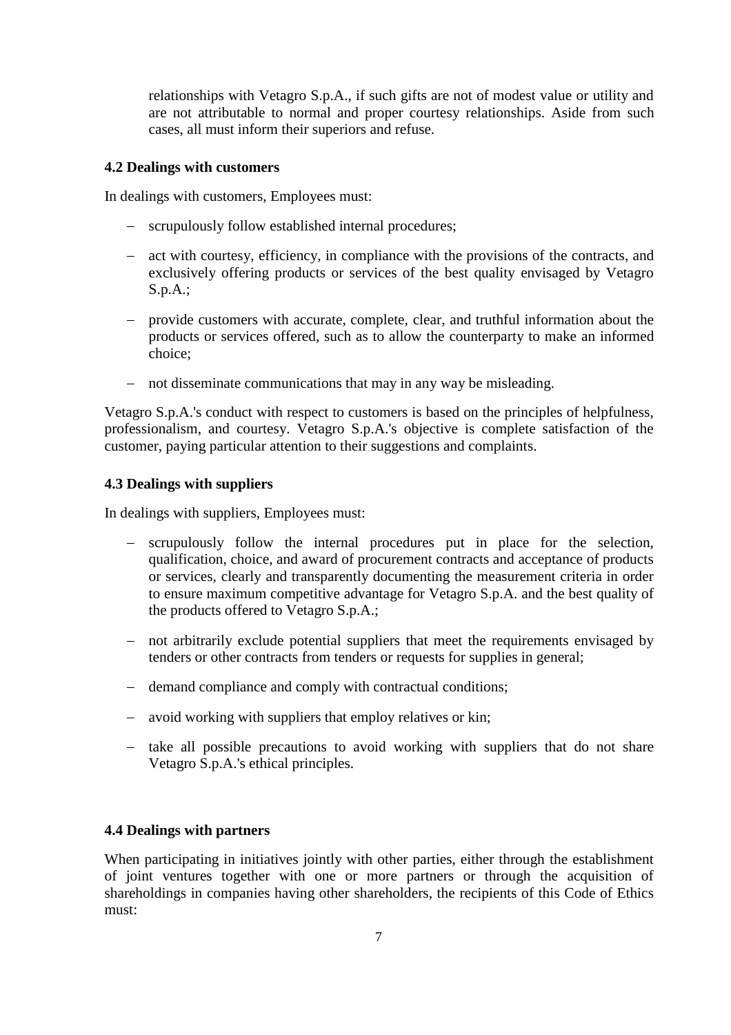relationships with Vetagro S.p.A., if such gifts are not of modest value or utility and are not attributable to normal and proper courtesy relationships. Aside from such cases, all must inform their superiors and refuse.

### 4.2 Dealings with customers

In dealings with customers, Employees must:

- scrupulously follow established internal procedures;
- act with courtesy, efficiency, in compliance with the provisions of the contracts, and exclusively offering products or services of the best quality envisaged by Vetagro S.p.A.;
- provide customers with accurate, complete, clear, and truthful information about the products or services offered, such as to allow the counterparty to make an informed choice;
- not disseminate communications that may in any way be misleading.

Vetagro S.p.A.'s conduct with respect to customers is based on the principles of helpfulness, professionalism, and courtesy. Vetagro S.p.A.'s objective is complete satisfaction of the customer, paying particular attention to their suggestions and complaints.

### 4.3 Dealings with suppliers

In dealings with suppliers, Employees must:

- scrupulously follow the internal procedures put in place for the selection, qualification, choice, and award of procurement contracts and acceptance of products or services, clearly and transparently documenting the measurement criteria in order to ensure maximum competitive advantage for Vetagro S.p.A. and the best quality of the products offered to Vetagro S.p.A.;
- not arbitrarily exclude potential suppliers that meet the requirements envisaged by tenders or other contracts from tenders or requests for supplies in general;
- demand compliance and comply with contractual conditions;
- avoid working with suppliers that employ relatives or kin;
- take all possible precautions to avoid working with suppliers that do not share Vetagro S.p.A.'s ethical principles.

### 4.4 Dealings with partners

When participating in initiatives jointly with other parties, either through the establishment of joint ventures together with one or more partners or through the acquisition of shareholdings in companies having other shareholders, the recipients of this Code of Ethics must: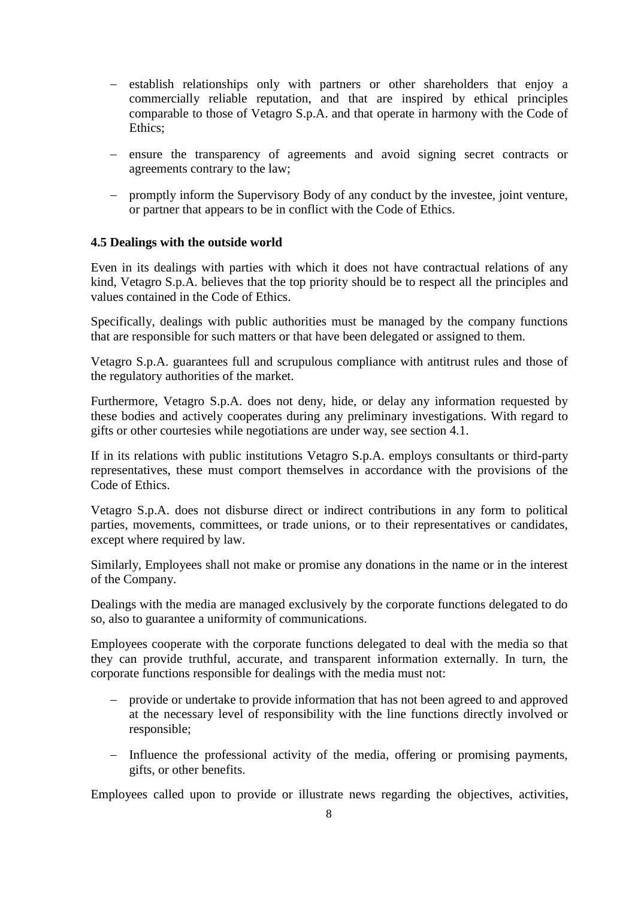- establish relationships only with partners or other shareholders that enjoy a commercially reliable reputation, and that are inspired by ethical principles comparable to those of Vetagro S.p.A. and that operate in harmony with the Code of Ethics;
- ensure the transparency of agreements and avoid signing secret contracts or agreements contrary to the law;
- promptly inform the Supervisory Body of any conduct by the investee, joint venture, or partner that appears to be in conflict with the Code of Ethics.

### 4.5 Dealings with the outside world

Even in its dealings with parties with which it does not have contractual relations of any kind, Vetagro S.p.A. believes that the top priority should be to respect all the principles and values contained in the Code of Ethics.

Specifically, dealings with public authorities must be managed by the company functions that are responsible for such matters or that have been delegated or assigned to them.

Vetagro S.p.A. guarantees full and scrupulous compliance with antitrust rules and those of the regulatory authorities of the market.

Furthermore, Vetagro S.p.A. does not deny, hide, or delay any information requested by these bodies and actively cooperates during any preliminary investigations. With regard to gifts or other courtesies while negotiations are under way, see section 4.1.

If in its relations with public institutions Vetagro S.p.A. employs consultants or third-party representatives, these must comport themselves in accordance with the provisions of the Code of Ethics.

Vetagro S.p.A. does not disburse direct or indirect contributions in any form to political parties, movements, committees, or trade unions, or to their representatives or candidates, except where required by law.

Similarly, Employees shall not make or promise any donations in the name or in the interest of the Company.

Dealings with the media are managed exclusively by the corporate functions delegated to do so, also to guarantee a uniformity of communications.

Employees cooperate with the corporate functions delegated to deal with the media so that they can provide truthful, accurate, and transparent information externally. In turn, the corporate functions responsible for dealings with the media must not:

- provide or undertake to provide information that has not been agreed to and approved at the necessary level of responsibility with the line functions directly involved or responsible;
- Influence the professional activity of the media, offering or promising payments, gifts, or other benefits.

Employees called upon to provide or illustrate news regarding the objectives, activities,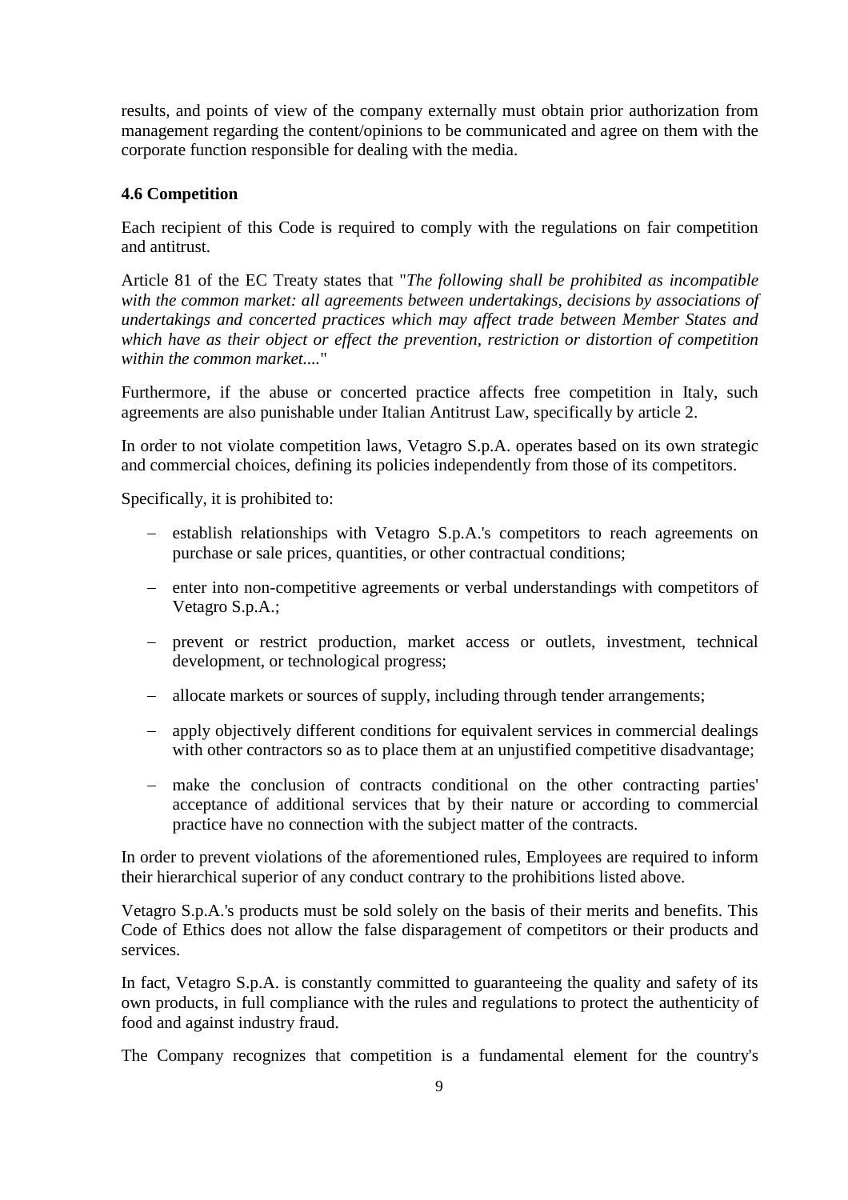results, and points of view of the company externally must obtain prior authorization from management regarding the content/opinions to be communicated and agree on them with the corporate function responsible for dealing with the media.

### 4.6 Competition

Each recipient of this Code is required to comply with the regulations on fair competition and antitrust.

Article 81 of the EC Treaty states that "*The following shall be prohibited as incompatible with the common market: all agreements between undertakings, decisions by associations of undertakings and concerted practices which may affect trade between Member States and which have as their object or effect the prevention, restriction or distortion of competition within the common market....*"

Furthermore, if the abuse or concerted practice affects free competition in Italy, such agreements are also punishable under Italian Antitrust Law, specifically by article 2.

In order to not violate competition laws, Vetagro S.p.A. operates based on its own strategic and commercial choices, defining its policies independently from those of its competitors.

Specifically, it is prohibited to:

- establish relationships with Vetagro S.p.A.'s competitors to reach agreements on purchase or sale prices, quantities, or other contractual conditions;
- enter into non-competitive agreements or verbal understandings with competitors of Vetagro S.p.A.;
- prevent or restrict production, market access or outlets, investment, technical development, or technological progress;
- allocate markets or sources of supply, including through tender arrangements;
- apply objectively different conditions for equivalent services in commercial dealings with other contractors so as to place them at an unjustified competitive disadvantage;
- make the conclusion of contracts conditional on the other contracting parties' acceptance of additional services that by their nature or according to commercial practice have no connection with the subject matter of the contracts.

In order to prevent violations of the aforementioned rules, Employees are required to inform their hierarchical superior of any conduct contrary to the prohibitions listed above.

Vetagro S.p.A.'s products must be sold solely on the basis of their merits and benefits. This Code of Ethics does not allow the false disparagement of competitors or their products and services.

In fact, Vetagro S.p.A. is constantly committed to guaranteeing the quality and safety of its own products, in full compliance with the rules and regulations to protect the authenticity of food and against industry fraud.

The Company recognizes that competition is a fundamental element for the country's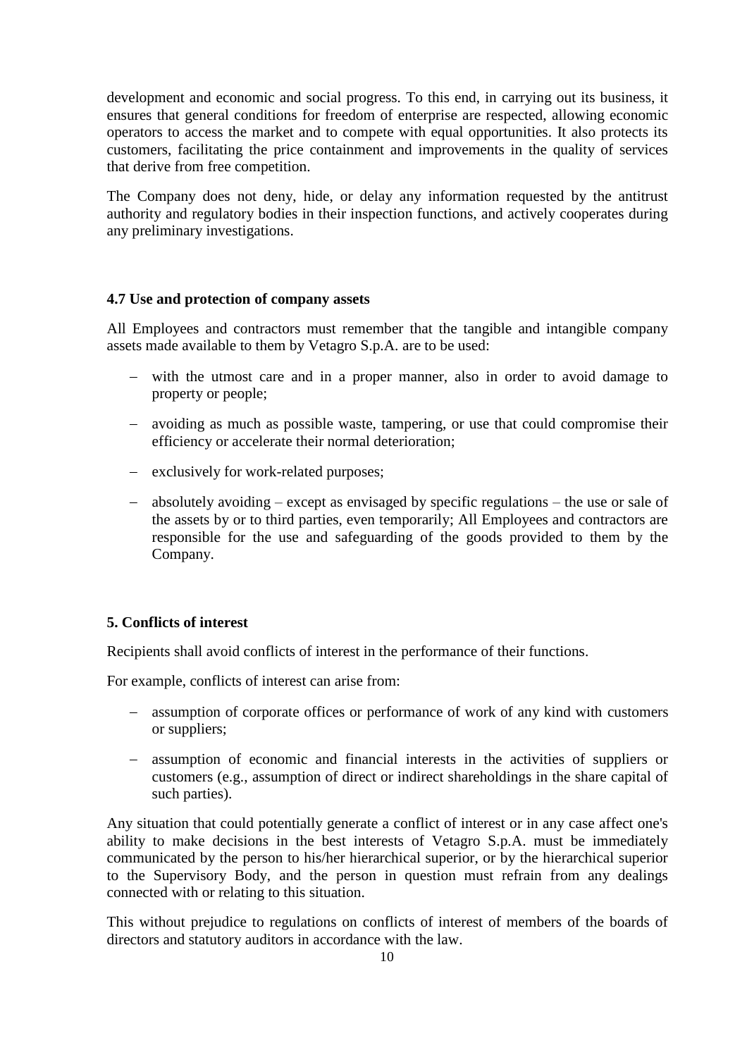development and economic and social progress. To this end, in carrying out its business, it ensures that general conditions for freedom of enterprise are respected, allowing economic operators to access the market and to compete with equal opportunities. It also protects its customers, facilitating the price containment and improvements in the quality of services that derive from free competition.

The Company does not deny, hide, or delay any information requested by the antitrust authority and regulatory bodies in their inspection functions, and actively cooperates during any preliminary investigations.

### 4.7 Use and protection of company assets

All Employees and contractors must remember that the tangible and intangible company assets made available to them by Vetagro S.p.A. are to be used:

- with the utmost care and in a proper manner, also in order to avoid damage to property or people;
- avoiding as much as possible waste, tampering, or use that could compromise their efficiency or accelerate their normal deterioration;
- exclusively for work-related purposes;
- absolutely avoiding – except as envisaged by specific regulations – the use or sale of the assets by or to third parties, even temporarily; All Employees and contractors are responsible for the use and safeguarding of the goods provided to them by the Company.

## 5. Conflicts of interest

Recipients shall avoid conflicts of interest in the performance of their functions.

For example, conflicts of interest can arise from:

- assumption of corporate offices or performance of work of any kind with customers or suppliers;
- assumption of economic and financial interests in the activities of suppliers or customers (e.g., assumption of direct or indirect shareholdings in the share capital of such parties).

Any situation that could potentially generate a conflict of interest or in any case affect one's ability to make decisions in the best interests of Vetagro S.p.A. must be immediately communicated by the person to his/her hierarchical superior, or by the hierarchical superior to the Supervisory Body, and the person in question must refrain from any dealings connected with or relating to this situation.

This without prejudice to regulations on conflicts of interest of members of the boards of directors and statutory auditors in accordance with the law.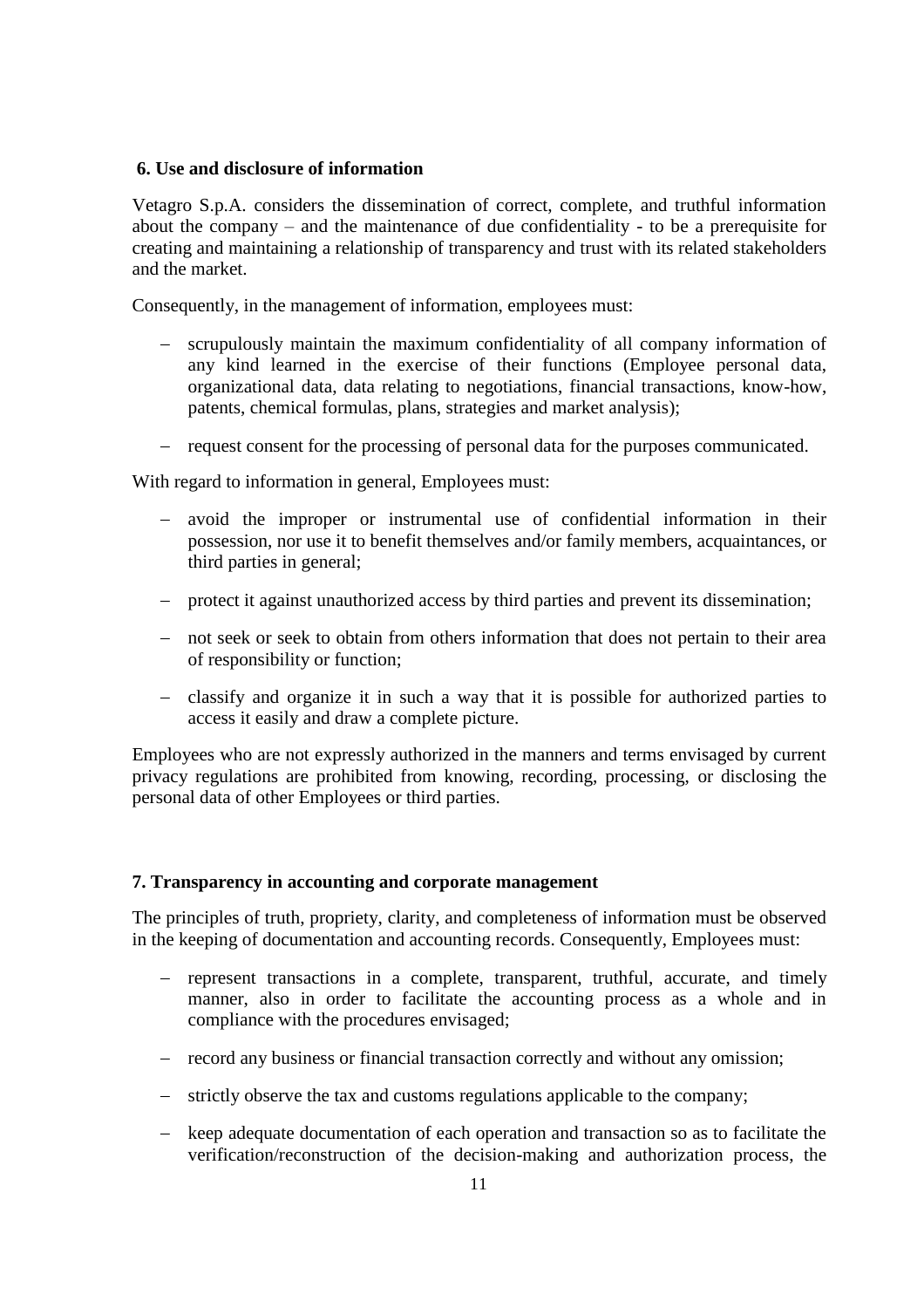## 6. Use and disclosure of information

Vetagro S.p.A. considers the dissemination of correct, complete, and truthful information about the company – and the maintenance of due confidentiality - to be a prerequisite for creating and maintaining a relationship of transparency and trust with its related stakeholders and the market.

Consequently, in the management of information, employees must:

- scrupulously maintain the maximum confidentiality of all company information of any kind learned in the exercise of their functions (Employee personal data, organizational data, data relating to negotiations, financial transactions, know-how, patents, chemical formulas, plans, strategies and market analysis);
- request consent for the processing of personal data for the purposes communicated.

With regard to information in general, Employees must:

- avoid the improper or instrumental use of confidential information in their possession, nor use it to benefit themselves and/or family members, acquaintances, or third parties in general;
- protect it against unauthorized access by third parties and prevent its dissemination;
- not seek or seek to obtain from others information that does not pertain to their area of responsibility or function;
- classify and organize it in such a way that it is possible for authorized parties to access it easily and draw a complete picture.

Employees who are not expressly authorized in the manners and terms envisaged by current privacy regulations are prohibited from knowing, recording, processing, or disclosing the personal data of other Employees or third parties.

## 7. Transparency in accounting and corporate management

The principles of truth, propriety, clarity, and completeness of information must be observed in the keeping of documentation and accounting records. Consequently, Employees must:

- represent transactions in a complete, transparent, truthful, accurate, and timely manner, also in order to facilitate the accounting process as a whole and in compliance with the procedures envisaged;
- record any business or financial transaction correctly and without any omission;
- strictly observe the tax and customs regulations applicable to the company;
- keep adequate documentation of each operation and transaction so as to facilitate the verification/reconstruction of the decision-making and authorization process, the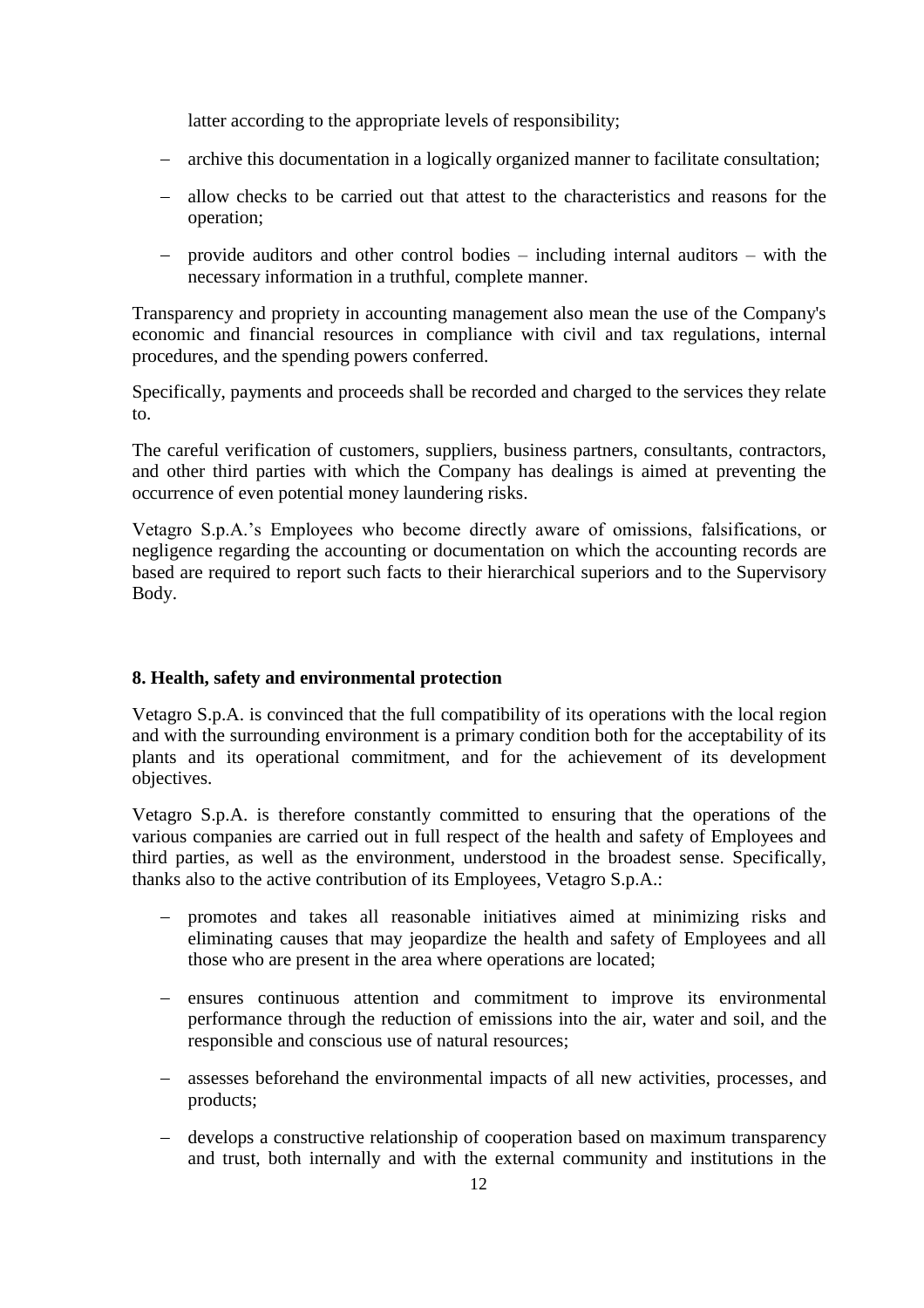latter according to the appropriate levels of responsibility;

- archive this documentation in a logically organized manner to facilitate consultation;
- allow checks to be carried out that attest to the characteristics and reasons for the operation;
- provide auditors and other control bodies – including internal auditors – with the necessary information in a truthful, complete manner.

Transparency and propriety in accounting management also mean the use of the Company's economic and financial resources in compliance with civil and tax regulations, internal procedures, and the spending powers conferred.

Specifically, payments and proceeds shall be recorded and charged to the services they relate to.

The careful verification of customers, suppliers, business partners, consultants, contractors, and other third parties with which the Company has dealings is aimed at preventing the occurrence of even potential money laundering risks.

Vetagro S.p.A.'s Employees who become directly aware of omissions, falsifications, or negligence regarding the accounting or documentation on which the accounting records are based are required to report such facts to their hierarchical superiors and to the Supervisory Body.

## 8. Health, safety and environmental protection

Vetagro S.p.A. is convinced that the full compatibility of its operations with the local region and with the surrounding environment is a primary condition both for the acceptability of its plants and its operational commitment, and for the achievement of its development objectives.

Vetagro S.p.A. is therefore constantly committed to ensuring that the operations of the various companies are carried out in full respect of the health and safety of Employees and third parties, as well as the environment, understood in the broadest sense. Specifically, thanks also to the active contribution of its Employees, Vetagro S.p.A.:

- promotes and takes all reasonable initiatives aimed at minimizing risks and eliminating causes that may jeopardize the health and safety of Employees and all those who are present in the area where operations are located;
- ensures continuous attention and commitment to improve its environmental performance through the reduction of emissions into the air, water and soil, and the responsible and conscious use of natural resources;
- assesses beforehand the environmental impacts of all new activities, processes, and products;
- develops a constructive relationship of cooperation based on maximum transparency and trust, both internally and with the external community and institutions in the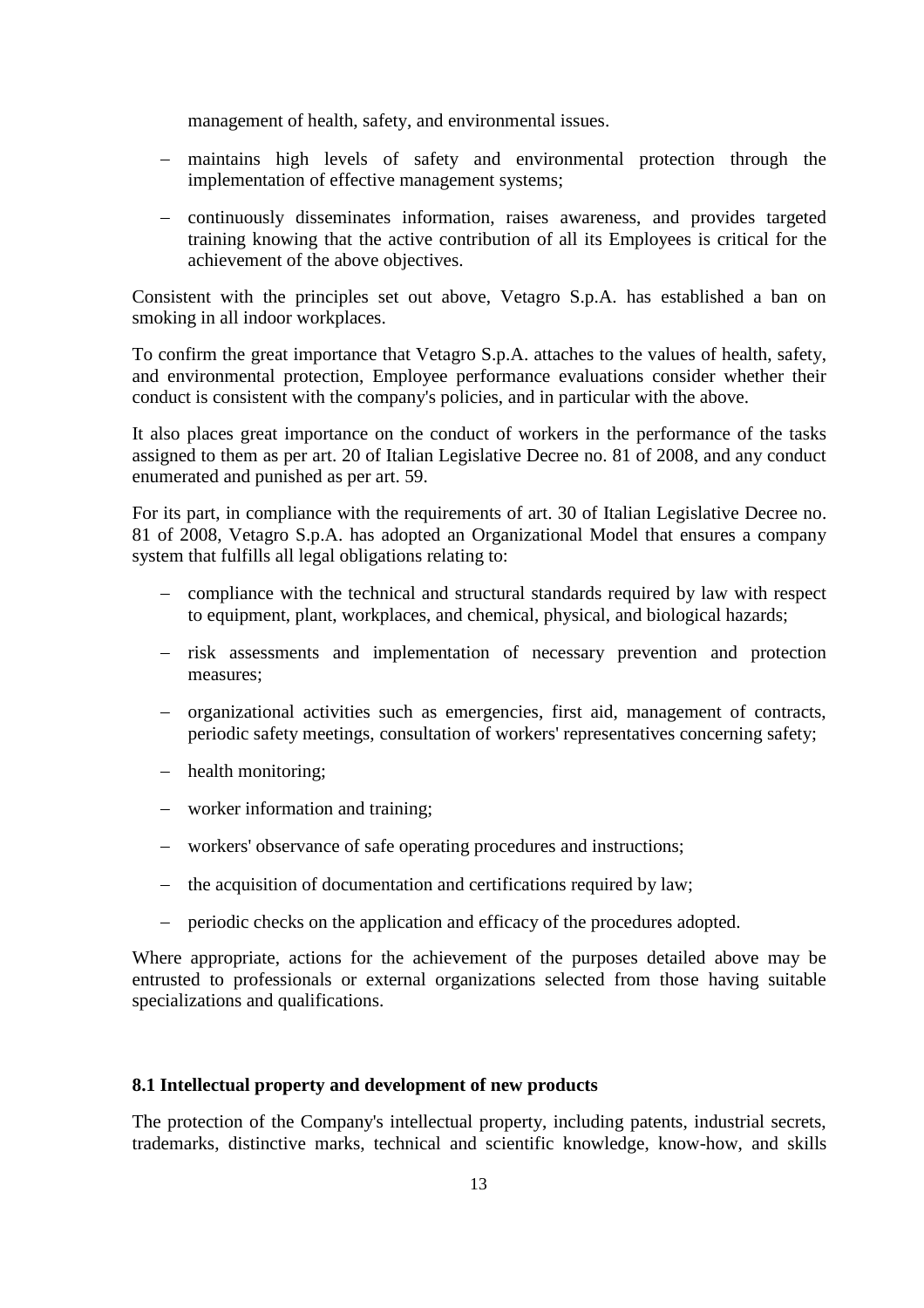management of health, safety, and environmental issues.

- maintains high levels of safety and environmental protection through the implementation of effective management systems;
- continuously disseminates information, raises awareness, and provides targeted training knowing that the active contribution of all its Employees is critical for the achievement of the above objectives.

Consistent with the principles set out above, Vetagro S.p.A. has established a ban on smoking in all indoor workplaces.

To confirm the great importance that Vetagro S.p.A. attaches to the values of health, safety, and environmental protection, Employee performance evaluations consider whether their conduct is consistent with the company's policies, and in particular with the above.

It also places great importance on the conduct of workers in the performance of the tasks assigned to them as per art. 20 of Italian Legislative Decree no. 81 of 2008, and any conduct enumerated and punished as per art. 59.

For its part, in compliance with the requirements of art. 30 of Italian Legislative Decree no. 81 of 2008, Vetagro S.p.A. has adopted an Organizational Model that ensures a company system that fulfills all legal obligations relating to:

- compliance with the technical and structural standards required by law with respect to equipment, plant, workplaces, and chemical, physical, and biological hazards;
- risk assessments and implementation of necessary prevention and protection measures;
- organizational activities such as emergencies, first aid, management of contracts, periodic safety meetings, consultation of workers' representatives concerning safety;
- health monitoring;
- worker information and training;
- workers' observance of safe operating procedures and instructions;
- the acquisition of documentation and certifications required by law;
- periodic checks on the application and efficacy of the procedures adopted.

Where appropriate, actions for the achievement of the purposes detailed above may be entrusted to professionals or external organizations selected from those having suitable specializations and qualifications.

### 8.1 Intellectual property and development of new products

The protection of the Company's intellectual property, including patents, industrial secrets, trademarks, distinctive marks, technical and scientific knowledge, know-how, and skills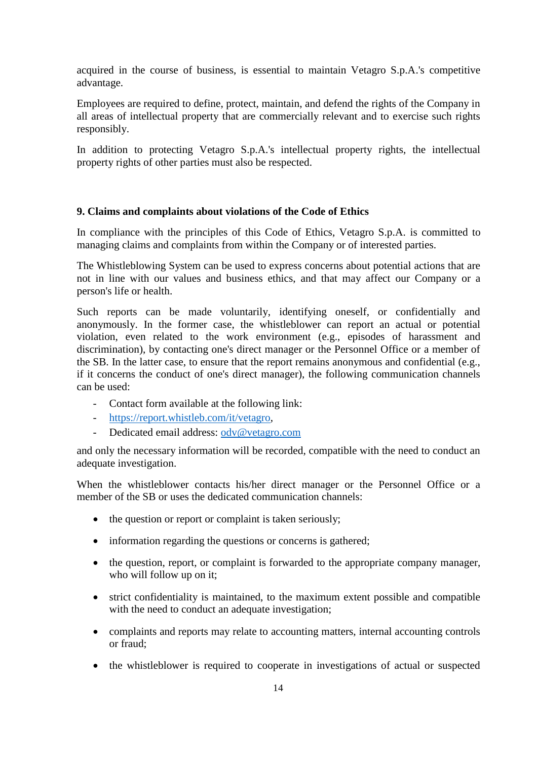acquired in the course of business, is essential to maintain Vetagro S.p.A.'s competitive advantage.

Employees are required to define, protect, maintain, and defend the rights of the Company in all areas of intellectual property that are commercially relevant and to exercise such rights responsibly.

In addition to protecting Vetagro S.p.A.'s intellectual property rights, the intellectual property rights of other parties must also be respected.

## 9. Claims and complaints about violations of the Code of Ethics

In compliance with the principles of this Code of Ethics, Vetagro S.p.A. is committed to managing claims and complaints from within the Company or of interested parties.

The Whistleblowing System can be used to express concerns about potential actions that are not in line with our values and business ethics, and that may affect our Company or a person's life or health.

Such reports can be made voluntarily, identifying oneself, or confidentially and anonymously. In the former case, the whistleblower can report an actual or potential violation, even related to the work environment (e.g., episodes of harassment and discrimination), by contacting one's direct manager or the Personnel Office or a member of the SB. In the latter case, to ensure that the report remains anonymous and confidential (e.g., if it concerns the conduct of one's direct manager), the following communication channels can be used:

- Contact form available at the following link:
- https://report.whistleb.com/it/vetagro,
- Dedicated email address: odv@vetagro.com

and only the necessary information will be recorded, compatible with the need to conduct an adequate investigation.

When the whistleblower contacts his/her direct manager or the Personnel Office or a member of the SB or uses the dedicated communication channels:

- the question or report or complaint is taken seriously;
- information regarding the questions or concerns is gathered;
- the question, report, or complaint is forwarded to the appropriate company manager, who will follow up on it;
- strict confidentiality is maintained, to the maximum extent possible and compatible with the need to conduct an adequate investigation;
- complaints and reports may relate to accounting matters, internal accounting controls or fraud;
- the whistleblower is required to cooperate in investigations of actual or suspected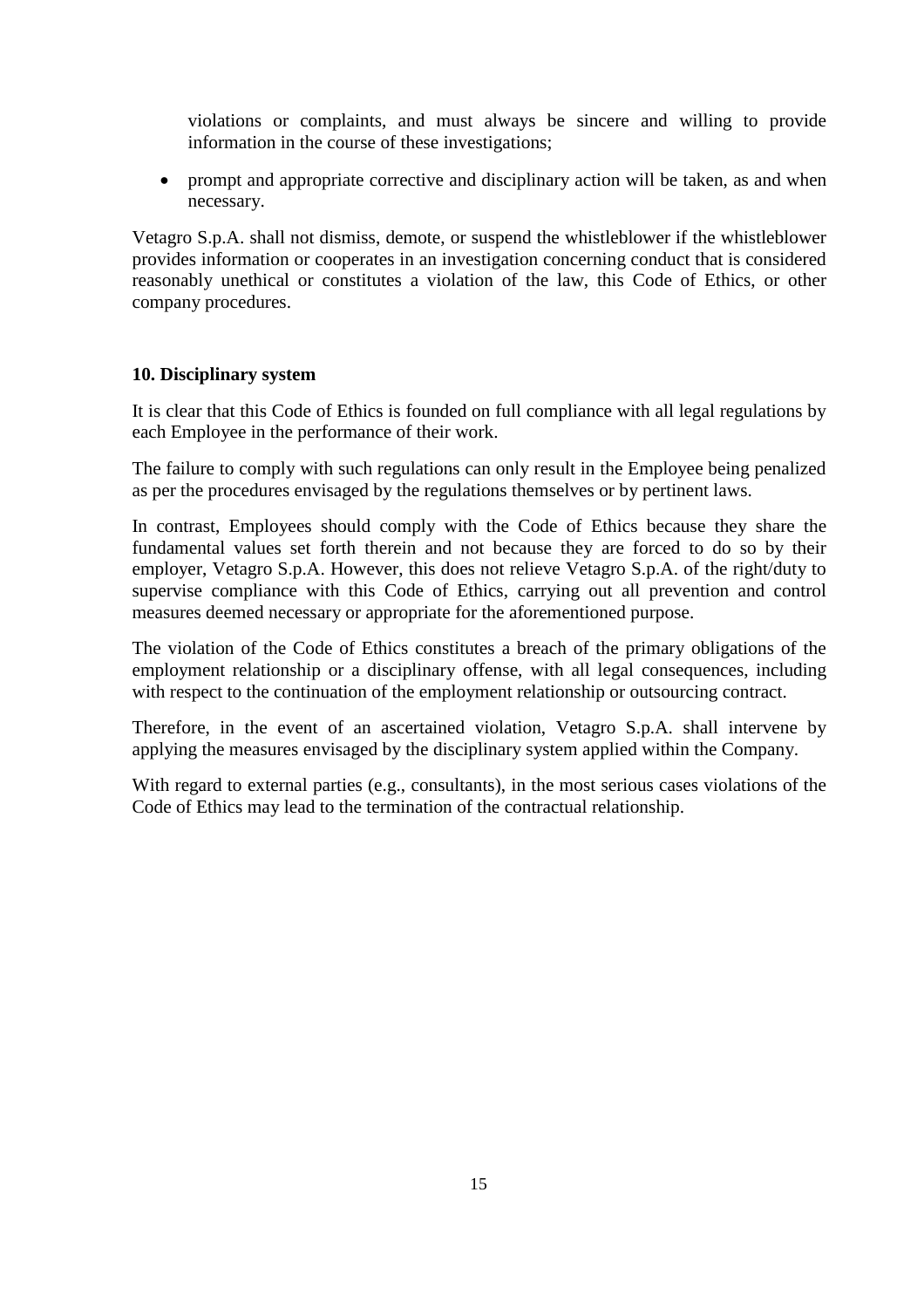violations or complaints, and must always be sincere and willing to provide information in the course of these investigations;

- prompt and appropriate corrective and disciplinary action will be taken, as and when necessary.

Vetagro S.p.A. shall not dismiss, demote, or suspend the whistleblower if the whistleblower provides information or cooperates in an investigation concerning conduct that is considered reasonably unethical or constitutes a violation of the law, this Code of Ethics, or other company procedures.

## 10. Disciplinary system

It is clear that this Code of Ethics is founded on full compliance with all legal regulations by each Employee in the performance of their work.

The failure to comply with such regulations can only result in the Employee being penalized as per the procedures envisaged by the regulations themselves or by pertinent laws.

In contrast, Employees should comply with the Code of Ethics because they share the fundamental values set forth therein and not because they are forced to do so by their employer, Vetagro S.p.A. However, this does not relieve Vetagro S.p.A. of the right/duty to supervise compliance with this Code of Ethics, carrying out all prevention and control measures deemed necessary or appropriate for the aforementioned purpose.

The violation of the Code of Ethics constitutes a breach of the primary obligations of the employment relationship or a disciplinary offense, with all legal consequences, including with respect to the continuation of the employment relationship or outsourcing contract.

Therefore, in the event of an ascertained violation, Vetagro S.p.A. shall intervene by applying the measures envisaged by the disciplinary system applied within the Company.

With regard to external parties (e.g., consultants), in the most serious cases violations of the Code of Ethics may lead to the termination of the contractual relationship.